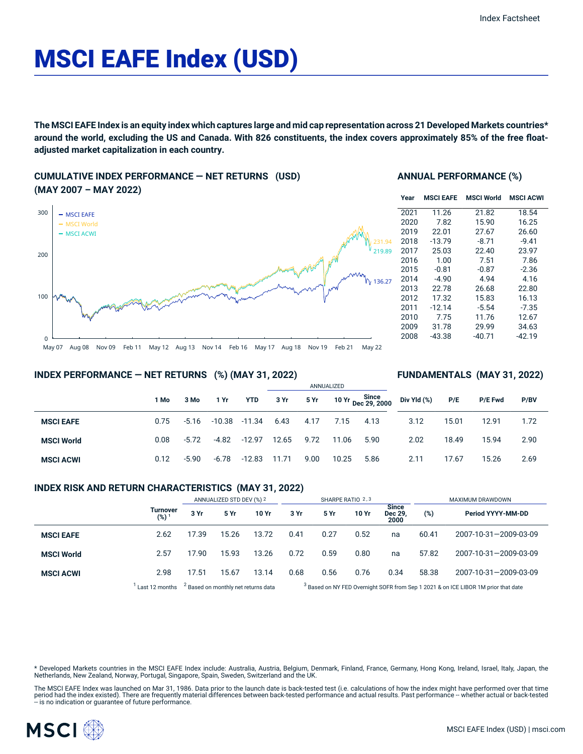Index Factsheet

# MSCI EAFE Index (USD)

**The MSCI EAFE Index is an equity index which captures large and mid cap representation across 21 Developed Markets countries* around the world, excluding the US and Canada. With 826 constituents, the index covers approximately 85% of the free float-adjusted market capitalization in each country.**

## CUMULATIVE INDEX PERFORMANCE — NET RETURNS (USD) (MAY 2007 – MAY 2022)

- MSCI EAFE
- MSCI World
- MSCI ACWI

231.94
219.89
136.27

May 07 Aug 08 Nov 09 Feb 11 May 12 Aug 13 Nov 14 Feb 16 May 17 Aug 18 Nov 19 Feb 21 May 22

## ANNUAL PERFORMANCE (%)

| Year | MSCI EAFE | MSCI World | MSCI ACWI |
|---|---|---|---|
| 2021 | 11.26 | 21.82 | 18.54 |
| 2020 | 7.82 | 15.90 | 16.25 |
| 2019 | 22.01 | 27.67 | 26.60 |
| 2018 | -13.79 | -8.71 | -9.41 |
| 2017 | 25.03 | 22.40 | 23.97 |
| 2016 | 1.00 | 7.51 | 7.86 |
| 2015 | -0.81 | -0.87 | -2.36 |
| 2014 | -4.90 | 4.94 | 4.16 |
| 2013 | 22.78 | 26.68 | 22.80 |
| 2012 | 17.32 | 15.83 | 16.13 |
| 2011 | -12.14 | -5.54 | -7.35 |
| 2010 | 7.75 | 11.76 | 12.67 |
| 2009 | 31.78 | 29.99 | 34.63 |
| 2008 | -43.38 | -40.71 | -42.19 |

## INDEX PERFORMANCE — NET RETURNS (%) (MAY 31, 2022) / FUNDAMENTALS (MAY 31, 2022)

| | | | | | ANNUALIZED | | | | | | | |
|---|---|---|---|---|---|---|---|---|---|---|---|---|
| | 1 Mo | 3 Mo | 1 Yr | YTD | 3 Yr | 5 Yr | 10 Yr | Since Dec 29, 2000 | Div Yld (%) | P/E | P/E Fwd | P/BV |
| **MSCI EAFE** | 0.75 | -5.16 | -10.38 | -11.34 | 6.43 | 4.17 | 7.15 | 4.13 | 3.12 | 15.01 | 12.91 | 1.72 |
| **MSCI World** | 0.08 | -5.72 | -4.82 | -12.97 | 12.65 | 9.72 | 11.06 | 5.90 | 2.02 | 18.49 | 15.94 | 2.90 |
| **MSCI ACWI** | 0.12 | -5.90 | -6.78 | -12.83 | 11.71 | 9.00 | 10.25 | 5.86 | 2.11 | 17.67 | 15.26 | 2.69 |

## INDEX RISK AND RETURN CHARACTERISTICS (MAY 31, 2022)

| | | ANNUALIZED STD DEV (%) [2] | | | SHARPE RATIO [2,3] | | | | MAXIMUM DRAWDOWN | |
|---|---|---|---|---|---|---|---|---|---|---|
| | Turnover (%) [1] | 3 Yr | 5 Yr | 10 Yr | 3 Yr | 5 Yr | 10 Yr | Since Dec 29, 2000 | (%) | Period YYYY-MM-DD |
| **MSCI EAFE** | 2.62 | 17.39 | 15.26 | 13.72 | 0.41 | 0.27 | 0.52 | na | 60.41 | 2007-10-31—2009-03-09 |
| **MSCI World** | 2.57 | 17.90 | 15.93 | 13.26 | 0.72 | 0.59 | 0.80 | na | 57.82 | 2007-10-31—2009-03-09 |
| **MSCI ACWI** | 2.98 | 17.51 | 15.67 | 13.14 | 0.68 | 0.56 | 0.76 | 0.34 | 58.38 | 2007-10-31—2009-03-09 |

[1] Last 12 months [2] Based on monthly net returns data [3] Based on NY FED Overnight SOFR from Sep 1 2021 & on ICE LIBOR 1M prior that date

* Developed Markets countries in the MSCI EAFE Index include: Australia, Austria, Belgium, Denmark, Finland, France, Germany, Hong Kong, Ireland, Israel, Italy, Japan, the Netherlands, New Zealand, Norway, Portugal, Singapore, Spain, Sweden, Switzerland and the UK.

The MSCI EAFE Index was launched on Mar 31, 1986. Data prior to the launch date is back-tested test (i.e. calculations of how the index might have performed over that time period had the index existed). There are frequently material differences between back-tested performance and actual results. Past performance -- whether actual or back-tested -- is no indication or guarantee of future performance.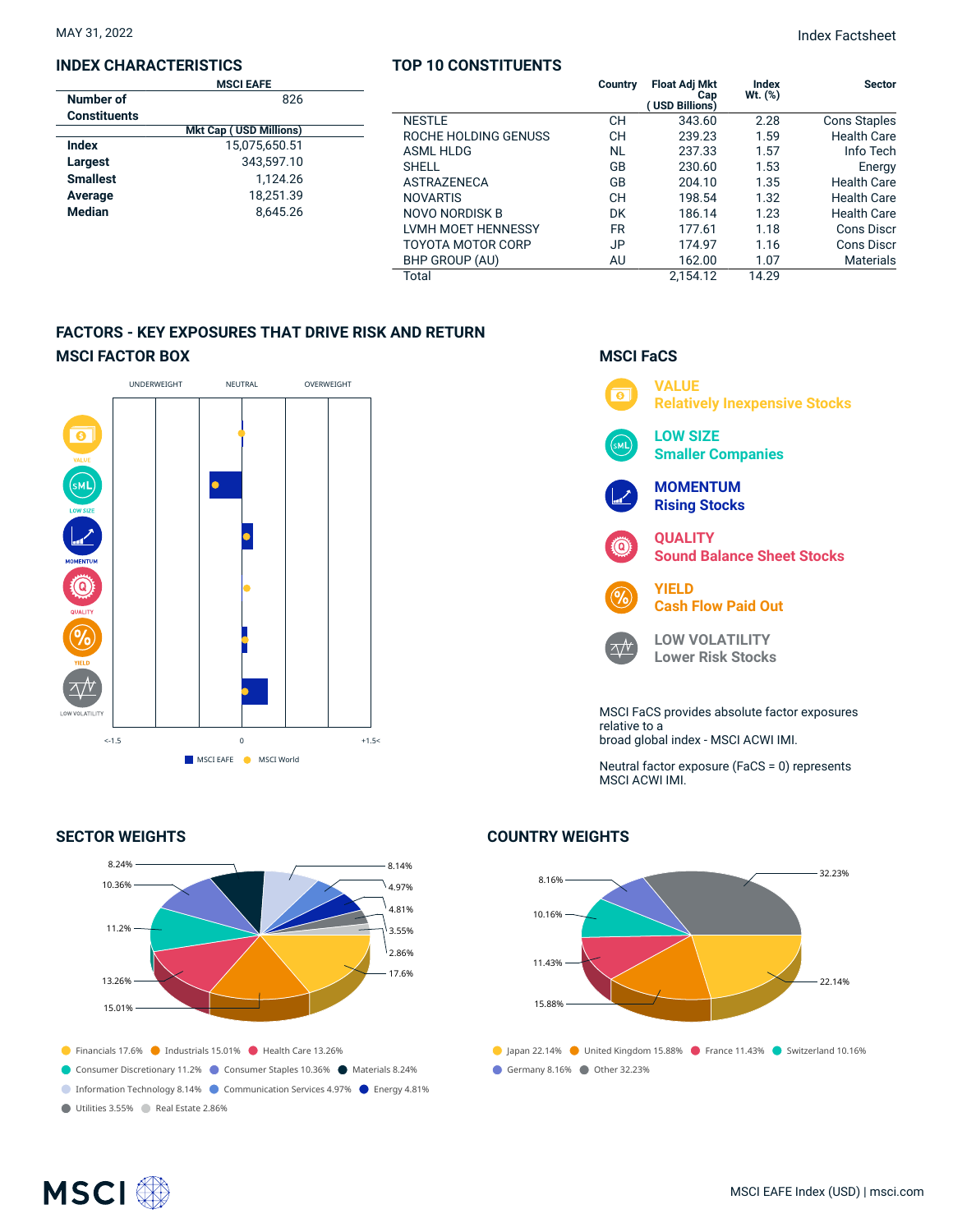MAY 31, 2022

Index Factsheet

## INDEX CHARACTERISTICS

| | MSCI EAFE |
|---|---|
| Number of Constituents | 826 |
| | **Mkt Cap ( USD Millions)** |
| **Index** | 15,075,650.51 |
| **Largest** | 343,597.10 |
| **Smallest** | 1,124.26 |
| **Average** | 18,251.39 |
| **Median** | 8,645.26 |

## TOP 10 CONSTITUENTS

| | Country | Float Adj Mkt Cap ( USD Billions) | Index Wt. (%) | Sector |
|---|---|---|---|---|
| NESTLE | CH | 343.60 | 2.28 | Cons Staples |
| ROCHE HOLDING GENUSS | CH | 239.23 | 1.59 | Health Care |
| ASML HLDG | NL | 237.33 | 1.57 | Info Tech |
| SHELL | GB | 230.60 | 1.53 | Energy |
| ASTRAZENECA | GB | 204.10 | 1.35 | Health Care |
| NOVARTIS | CH | 198.54 | 1.32 | Health Care |
| NOVO NORDISK B | DK | 186.14 | 1.23 | Health Care |
| LVMH MOET HENNESSY | FR | 177.61 | 1.18 | Cons Discr |
| TOYOTA MOTOR CORP | JP | 174.97 | 1.16 | Cons Discr |
| BHP GROUP (AU) | AU | 162.00 | 1.07 | Materials |
| Total | | 2,154.12 | 14.29 | |

## FACTORS - KEY EXPOSURES THAT DRIVE RISK AND RETURN

### MSCI FACTOR BOX

UNDERWEIGHT · NEUTRAL · OVERWEIGHT

VALUE · LOW SIZE · MOMENTUM · QUALITY · YIELD · LOW VOLATILITY

<-1.5 · 0 · +1.5<

MSCI EAFE · MSCI World

### MSCI FaCS

**VALUE** Relatively Inexpensive Stocks

**LOW SIZE** Smaller Companies

**MOMENTUM** Rising Stocks

**QUALITY** Sound Balance Sheet Stocks

**YIELD** Cash Flow Paid Out

**LOW VOLATILITY** Lower Risk Stocks

MSCI FaCS provides absolute factor exposures relative to a broad global index - MSCI ACWI IMI.

Neutral factor exposure (FaCS = 0) represents MSCI ACWI IMI.

## SECTOR WEIGHTS

Financials 17.6% · Industrials 15.01% · Health Care 13.26% · Consumer Discretionary 11.2% · Consumer Staples 10.36% · Materials 8.24% · Information Technology 8.14% · Communication Services 4.97% · Energy 4.81% · Utilities 3.55% · Real Estate 2.86%

## COUNTRY WEIGHTS

Japan 22.14% · United Kingdom 15.88% · France 11.43% · Switzerland 10.16% · Germany 8.16% · Other 32.23%

MSCI EAFE Index (USD) | msci.com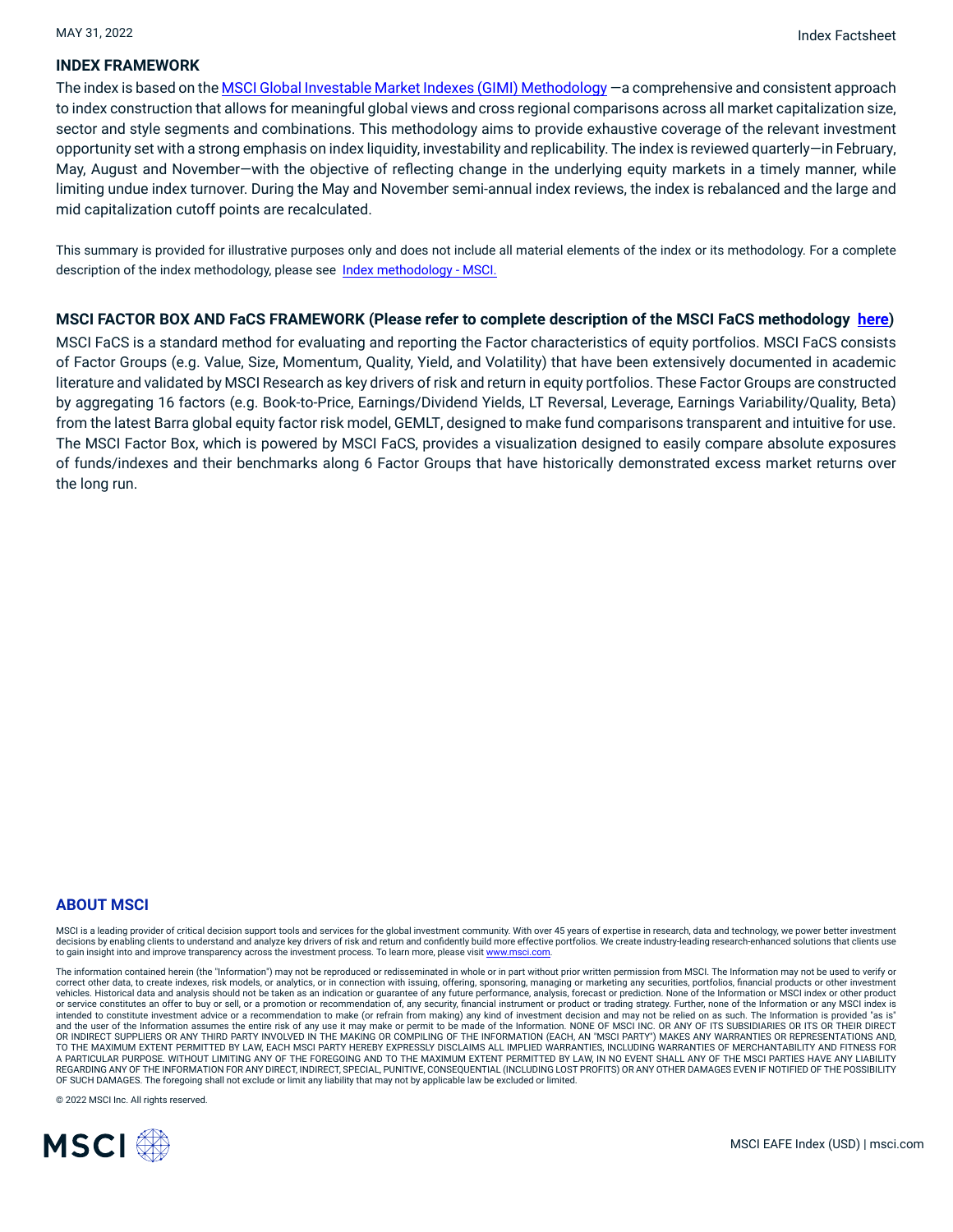## INDEX FRAMEWORK

The index is based on the [MSCI Global Investable Market Indexes (GIMI) Methodology](#) —a comprehensive and consistent approach to index construction that allows for meaningful global views and cross regional comparisons across all market capitalization size, sector and style segments and combinations. This methodology aims to provide exhaustive coverage of the relevant investment opportunity set with a strong emphasis on index liquidity, investability and replicability. The index is reviewed quarterly—in February, May, August and November—with the objective of reflecting change in the underlying equity markets in a timely manner, while limiting undue index turnover. During the May and November semi-annual index reviews, the index is rebalanced and the large and mid capitalization cutoff points are recalculated.

This summary is provided for illustrative purposes only and does not include all material elements of the index or its methodology. For a complete description of the index methodology, please see [Index methodology - MSCI.](#)

## MSCI FACTOR BOX AND FaCS FRAMEWORK (Please refer to complete description of the MSCI FaCS methodology [here](#))

MSCI FaCS is a standard method for evaluating and reporting the Factor characteristics of equity portfolios. MSCI FaCS consists of Factor Groups (e.g. Value, Size, Momentum, Quality, Yield, and Volatility) that have been extensively documented in academic literature and validated by MSCI Research as key drivers of risk and return in equity portfolios. These Factor Groups are constructed by aggregating 16 factors (e.g. Book-to-Price, Earnings/Dividend Yields, LT Reversal, Leverage, Earnings Variability/Quality, Beta) from the latest Barra global equity factor risk model, GEMLT, designed to make fund comparisons transparent and intuitive for use. The MSCI Factor Box, which is powered by MSCI FaCS, provides a visualization designed to easily compare absolute exposures of funds/indexes and their benchmarks along 6 Factor Groups that have historically demonstrated excess market returns over the long run.

## ABOUT MSCI

MSCI is a leading provider of critical decision support tools and services for the global investment community. With over 45 years of expertise in research, data and technology, we power better investment decisions by enabling clients to understand and analyze key drivers of risk and return and confidently build more effective portfolios. We create industry-leading research-enhanced solutions that clients use to gain insight into and improve transparency across the investment process. To learn more, please visit [www.msci.com](http://www.msci.com).

The information contained herein (the "Information") may not be reproduced or redisseminated in whole or in part without prior written permission from MSCI. The Information may not be used to verify or correct other data, to create indexes, risk models, or analytics, or in connection with issuing, offering, sponsoring, managing or marketing any securities, portfolios, financial products or other investment vehicles. Historical data and analysis should not be taken as an indication or guarantee of any future performance, analysis, forecast or prediction. None of the Information or MSCI index or other product or service constitutes an offer to buy or sell, or a promotion or recommendation of, any security, financial instrument or product or trading strategy. Further, none of the Information or any MSCI index is intended to constitute investment advice or a recommendation to make (or refrain from making) any kind of investment decision and may not be relied on as such. The Information is provided "as is" and the user of the Information assumes the entire risk of any use it may make or permit to be made of the Information. NONE OF MSCI INC. OR ANY OF ITS SUBSIDIARIES OR ITS OR THEIR DIRECT OR INDIRECT SUPPLIERS OR ANY THIRD PARTY INVOLVED IN THE MAKING OR COMPILING OF THE INFORMATION (EACH, AN "MSCI PARTY") MAKES ANY WARRANTIES OR REPRESENTATIONS AND, TO THE MAXIMUM EXTENT PERMITTED BY LAW, EACH MSCI PARTY HEREBY EXPRESSLY DISCLAIMS ALL IMPLIED WARRANTIES, INCLUDING WARRANTIES OF MERCHANTABILITY AND FITNESS FOR A PARTICULAR PURPOSE. WITHOUT LIMITING ANY OF THE FOREGOING AND TO THE MAXIMUM EXTENT PERMITTED BY LAW, IN NO EVENT SHALL ANY OF THE MSCI PARTIES HAVE ANY LIABILITY REGARDING ANY OF THE INFORMATION FOR ANY DIRECT, INDIRECT, SPECIAL, PUNITIVE, CONSEQUENTIAL (INCLUDING LOST PROFITS) OR ANY OTHER DAMAGES EVEN IF NOTIFIED OF THE POSSIBILITY OF SUCH DAMAGES. The foregoing shall not exclude or limit any liability that may not by applicable law be excluded or limited.

© 2022 MSCI Inc. All rights reserved.